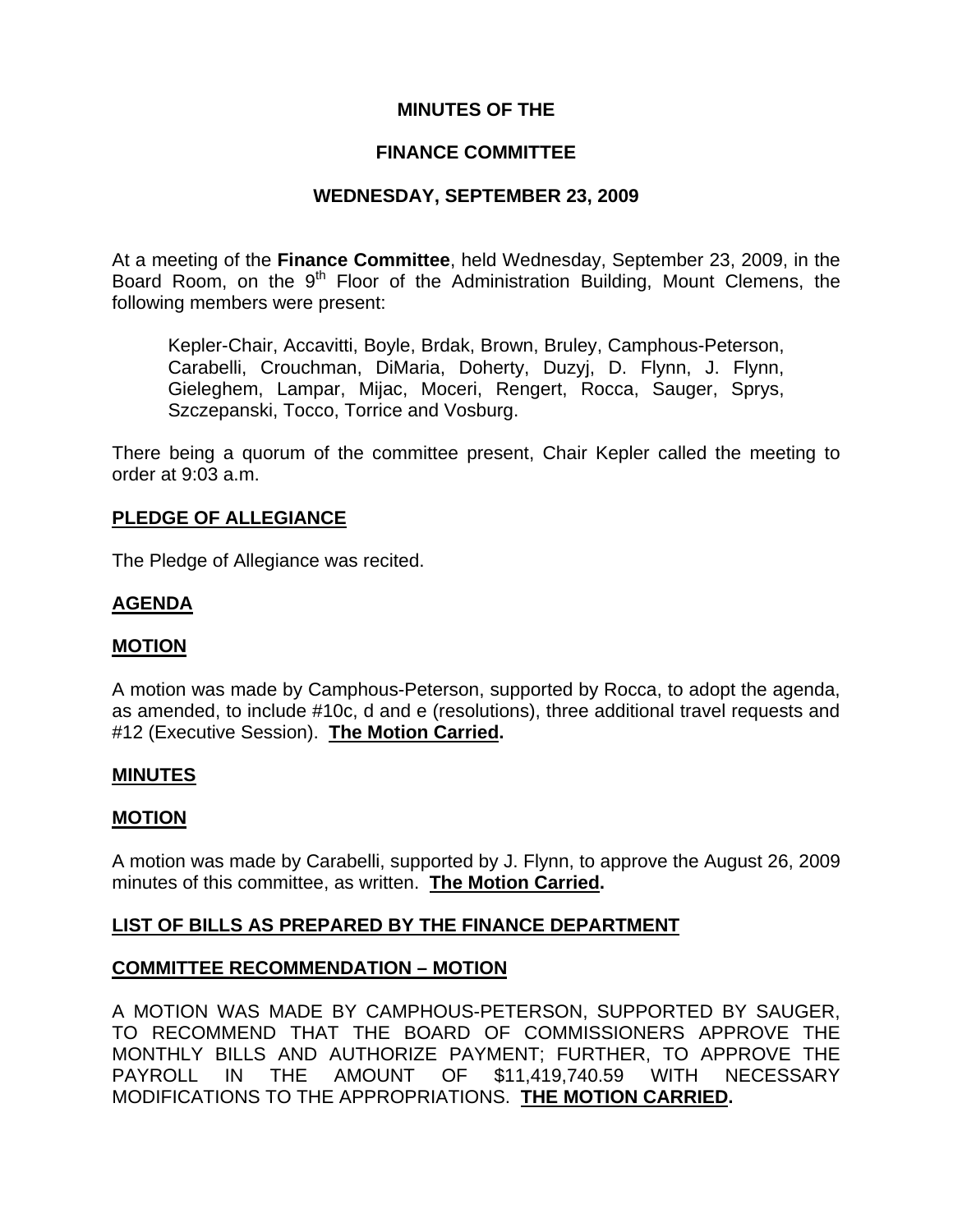# MINUTES OF THE

# FINANCE COMMITTEE

## WEDNESDAY, SEPTEMBER 23, 2009

At a meeting of the **Finance Committee**, held Wednesday, September 23, 2009, in the Board Room, on the 9th Floor of the Administration Building, Mount Clemens, the following members were present:

> Kepler-Chair, Accavitti, Boyle, Brdak, Brown, Bruley, Camphous-Peterson, Carabelli, Crouchman, DiMaria, Doherty, Duzyj, D. Flynn, J. Flynn, Gieleghem, Lampar, Mijac, Moceri, Rengert, Rocca, Sauger, Sprys, Szczepanski, Tocco, Torrice and Vosburg.

There being a quorum of the committee present, Chair Kepler called the meeting to order at 9:03 a.m.

**PLEDGE OF ALLEGIANCE**

The Pledge of Allegiance was recited.

**AGENDA**

**MOTION**

A motion was made by Camphous-Peterson, supported by Rocca, to adopt the agenda, as amended, to include #10c, d and e (resolutions), three additional travel requests and #12 (Executive Session). **The Motion Carried.**

**MINUTES**

**MOTION**

A motion was made by Carabelli, supported by J. Flynn, to approve the August 26, 2009 minutes of this committee, as written. **The Motion Carried.**

**LIST OF BILLS AS PREPARED BY THE FINANCE DEPARTMENT**

**COMMITTEE RECOMMENDATION – MOTION**

A MOTION WAS MADE BY CAMPHOUS-PETERSON, SUPPORTED BY SAUGER, TO RECOMMEND THAT THE BOARD OF COMMISSIONERS APPROVE THE MONTHLY BILLS AND AUTHORIZE PAYMENT; FURTHER, TO APPROVE THE PAYROLL IN THE AMOUNT OF $11,419,740.59 WITH NECESSARY MODIFICATIONS TO THE APPROPRIATIONS. **THE MOTION CARRIED.**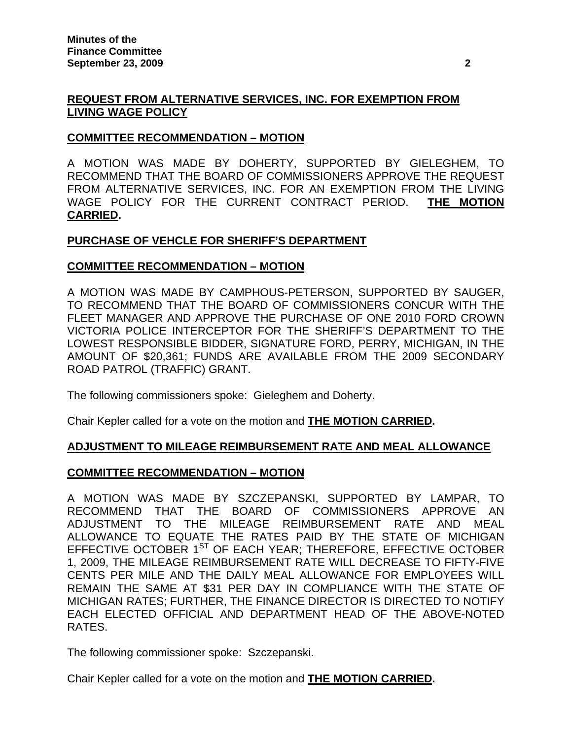## REQUEST FROM ALTERNATIVE SERVICES, INC. FOR EXEMPTION FROM LIVING WAGE POLICY

### COMMITTEE RECOMMENDATION – MOTION

A MOTION WAS MADE BY DOHERTY, SUPPORTED BY GIELEGHEM, TO RECOMMEND THAT THE BOARD OF COMMISSIONERS APPROVE THE REQUEST FROM ALTERNATIVE SERVICES, INC. FOR AN EXEMPTION FROM THE LIVING WAGE POLICY FOR THE CURRENT CONTRACT PERIOD. **THE MOTION CARRIED.**

## PURCHASE OF VEHCLE FOR SHERIFF'S DEPARTMENT

### COMMITTEE RECOMMENDATION – MOTION

A MOTION WAS MADE BY CAMPHOUS-PETERSON, SUPPORTED BY SAUGER, TO RECOMMEND THAT THE BOARD OF COMMISSIONERS CONCUR WITH THE FLEET MANAGER AND APPROVE THE PURCHASE OF ONE 2010 FORD CROWN VICTORIA POLICE INTERCEPTOR FOR THE SHERIFF'S DEPARTMENT TO THE LOWEST RESPONSIBLE BIDDER, SIGNATURE FORD, PERRY, MICHIGAN, IN THE AMOUNT OF $20,361; FUNDS ARE AVAILABLE FROM THE 2009 SECONDARY ROAD PATROL (TRAFFIC) GRANT.

The following commissioners spoke: Gieleghem and Doherty.

Chair Kepler called for a vote on the motion and **THE MOTION CARRIED.**

## ADJUSTMENT TO MILEAGE REIMBURSEMENT RATE AND MEAL ALLOWANCE

### COMMITTEE RECOMMENDATION – MOTION

A MOTION WAS MADE BY SZCZEPANSKI, SUPPORTED BY LAMPAR, TO RECOMMEND THAT THE BOARD OF COMMISSIONERS APPROVE AN ADJUSTMENT TO THE MILEAGE REIMBURSEMENT RATE AND MEAL ALLOWANCE TO EQUATE THE RATES PAID BY THE STATE OF MICHIGAN EFFECTIVE OCTOBER 1ST OF EACH YEAR; THEREFORE, EFFECTIVE OCTOBER 1, 2009, THE MILEAGE REIMBURSEMENT RATE WILL DECREASE TO FIFTY-FIVE CENTS PER MILE AND THE DAILY MEAL ALLOWANCE FOR EMPLOYEES WILL REMAIN THE SAME AT $31 PER DAY IN COMPLIANCE WITH THE STATE OF MICHIGAN RATES; FURTHER, THE FINANCE DIRECTOR IS DIRECTED TO NOTIFY EACH ELECTED OFFICIAL AND DEPARTMENT HEAD OF THE ABOVE-NOTED RATES.

The following commissioner spoke: Szczepanski.

Chair Kepler called for a vote on the motion and **THE MOTION CARRIED.**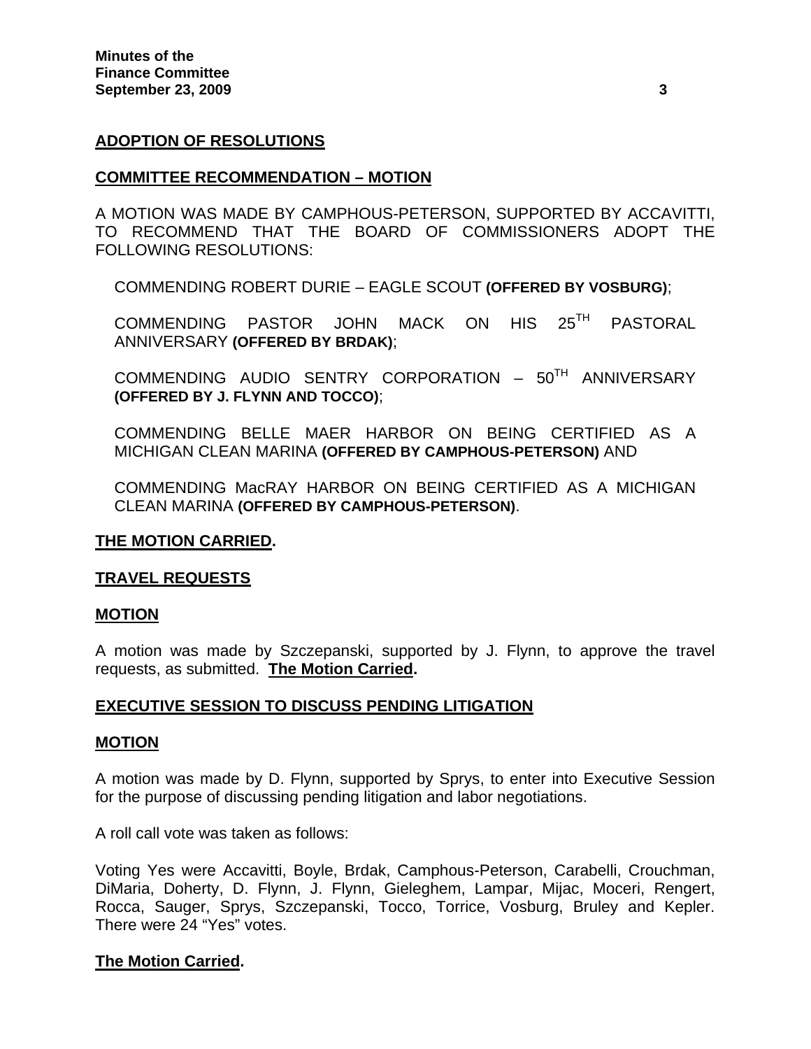## ADOPTION OF RESOLUTIONS

### COMMITTEE RECOMMENDATION – MOTION

A MOTION WAS MADE BY CAMPHOUS-PETERSON, SUPPORTED BY ACCAVITTI, TO RECOMMEND THAT THE BOARD OF COMMISSIONERS ADOPT THE FOLLOWING RESOLUTIONS:

COMMENDING ROBERT DURIE – EAGLE SCOUT **(OFFERED BY VOSBURG)**;

COMMENDING PASTOR JOHN MACK ON HIS 25TH PASTORAL ANNIVERSARY **(OFFERED BY BRDAK)**;

COMMENDING AUDIO SENTRY CORPORATION – 50TH ANNIVERSARY **(OFFERED BY J. FLYNN AND TOCCO)**;

COMMENDING BELLE MAER HARBOR ON BEING CERTIFIED AS A MICHIGAN CLEAN MARINA **(OFFERED BY CAMPHOUS-PETERSON)** AND

COMMENDING MacRAY HARBOR ON BEING CERTIFIED AS A MICHIGAN CLEAN MARINA **(OFFERED BY CAMPHOUS-PETERSON)**.

**THE MOTION CARRIED.**

## TRAVEL REQUESTS

### MOTION

A motion was made by Szczepanski, supported by J. Flynn, to approve the travel requests, as submitted. **The Motion Carried.**

## EXECUTIVE SESSION TO DISCUSS PENDING LITIGATION

### MOTION

A motion was made by D. Flynn, supported by Sprys, to enter into Executive Session for the purpose of discussing pending litigation and labor negotiations.

A roll call vote was taken as follows:

Voting Yes were Accavitti, Boyle, Brdak, Camphous-Peterson, Carabelli, Crouchman, DiMaria, Doherty, D. Flynn, J. Flynn, Gieleghem, Lampar, Mijac, Moceri, Rengert, Rocca, Sauger, Sprys, Szczepanski, Tocco, Torrice, Vosburg, Bruley and Kepler. There were 24 "Yes" votes.

**The Motion Carried.**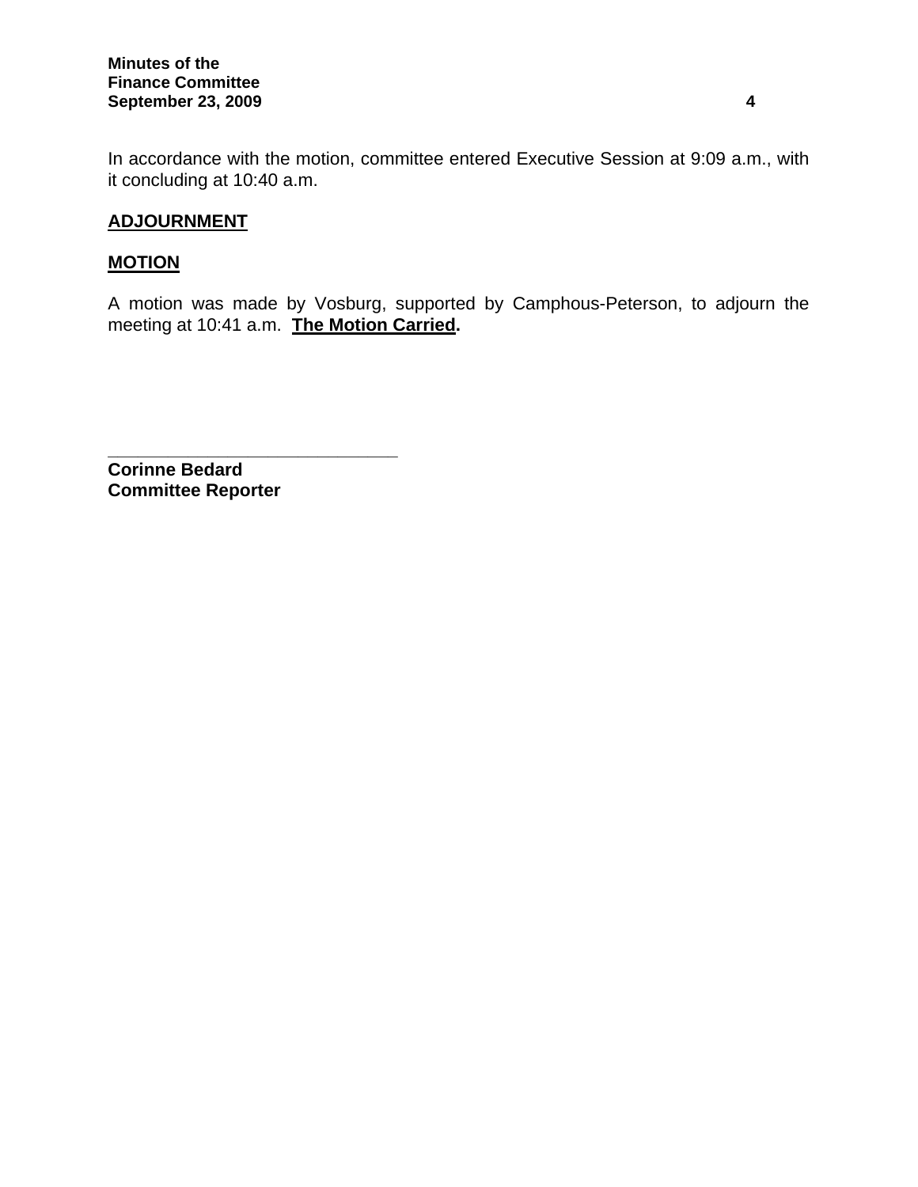In accordance with the motion, committee entered Executive Session at 9:09 a.m., with it concluding at 10:40 a.m.

## ADJOURNMENT

### MOTION

A motion was made by Vosburg, supported by Camphous-Peterson, to adjourn the meeting at 10:41 a.m. **The Motion Carried.**

\_\_\_\_\_\_\_\_\_\_\_\_\_\_\_\_\_\_\_\_\_\_\_\_\_\_\_\_\_\_\_\_

**Corinne Bedard**
**Committee Reporter**